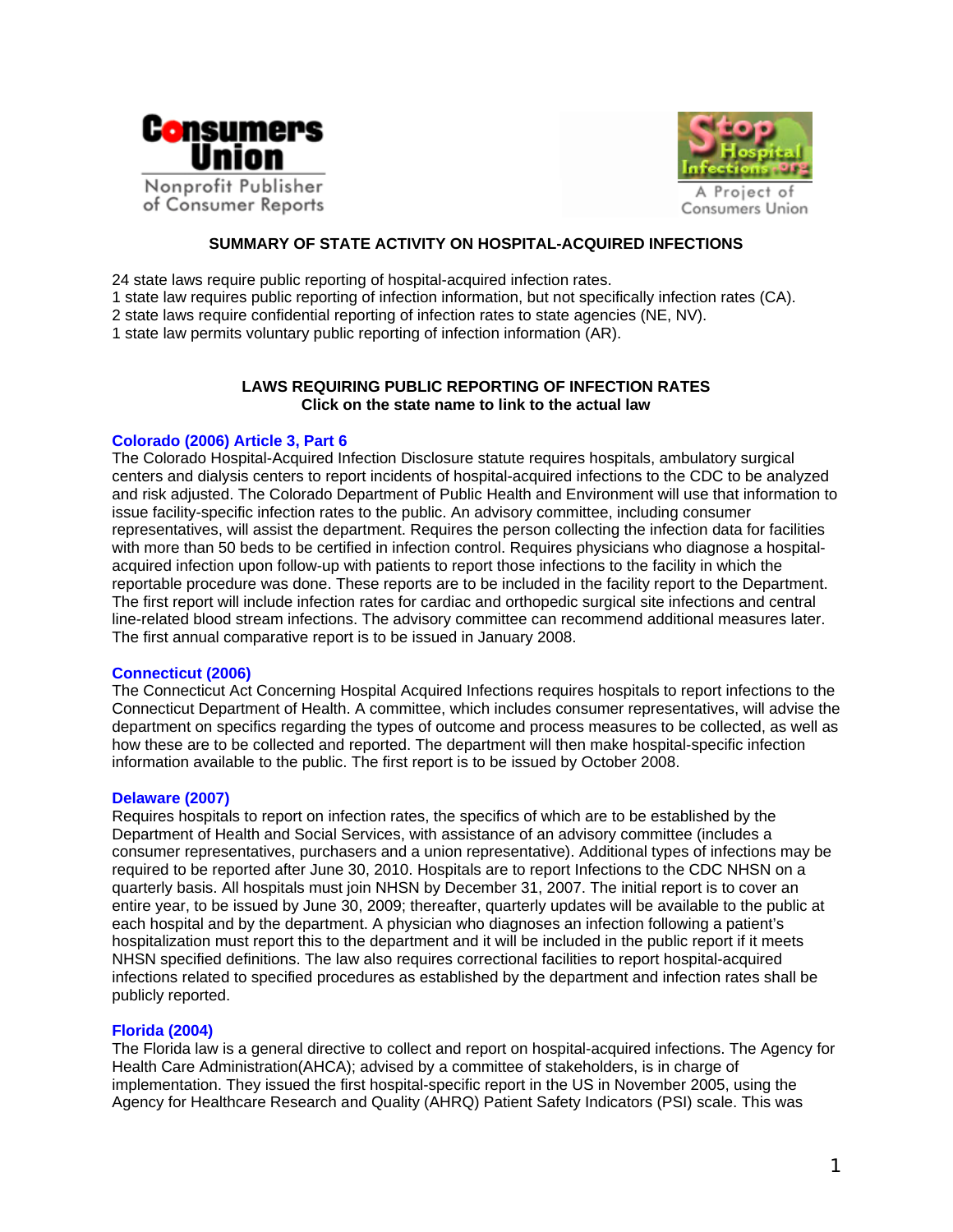Consumers Union
Nonprofit Publisher of Consumer Reports

Stop Hospital Infections.org
A Project of Consumers Union

## SUMMARY OF STATE ACTIVITY ON HOSPITAL-ACQUIRED INFECTIONS

24 state laws require public reporting of hospital-acquired infection rates.
1 state law requires public reporting of infection information, but not specifically infection rates (CA).
2 state laws require confidential reporting of infection rates to state agencies (NE, NV).
1 state law permits voluntary public reporting of infection information (AR).

## LAWS REQUIRING PUBLIC REPORTING OF INFECTION RATES
**Click on the state name to link to the actual law**

### Colorado (2006) Article 3, Part 6

The Colorado Hospital-Acquired Infection Disclosure statute requires hospitals, ambulatory surgical centers and dialysis centers to report incidents of hospital-acquired infections to the CDC to be analyzed and risk adjusted. The Colorado Department of Public Health and Environment will use that information to issue facility-specific infection rates to the public. An advisory committee, including consumer representatives, will assist the department. Requires the person collecting the infection data for facilities with more than 50 beds to be certified in infection control. Requires physicians who diagnose a hospital-acquired infection upon follow-up with patients to report those infections to the facility in which the reportable procedure was done. These reports are to be included in the facility report to the Department. The first report will include infection rates for cardiac and orthopedic surgical site infections and central line-related blood stream infections. The advisory committee can recommend additional measures later. The first annual comparative report is to be issued in January 2008.

### Connecticut (2006)

The Connecticut Act Concerning Hospital Acquired Infections requires hospitals to report infections to the Connecticut Department of Health. A committee, which includes consumer representatives, will advise the department on specifics regarding the types of outcome and process measures to be collected, as well as how these are to be collected and reported. The department will then make hospital-specific infection information available to the public. The first report is to be issued by October 2008.

### Delaware (2007)

Requires hospitals to report on infection rates, the specifics of which are to be established by the Department of Health and Social Services, with assistance of an advisory committee (includes a consumer representatives, purchasers and a union representative). Additional types of infections may be required to be reported after June 30, 2010. Hospitals are to report Infections to the CDC NHSN on a quarterly basis. All hospitals must join NHSN by December 31, 2007. The initial report is to cover an entire year, to be issued by June 30, 2009; thereafter, quarterly updates will be available to the public at each hospital and by the department. A physician who diagnoses an infection following a patient's hospitalization must report this to the department and it will be included in the public report if it meets NHSN specified definitions. The law also requires correctional facilities to report hospital-acquired infections related to specified procedures as established by the department and infection rates shall be publicly reported.

### Florida (2004)

The Florida law is a general directive to collect and report on hospital-acquired infections. The Agency for Health Care Administration(AHCA); advised by a committee of stakeholders, is in charge of implementation. They issued the first hospital-specific report in the US in November 2005, using the Agency for Healthcare Research and Quality (AHRQ) Patient Safety Indicators (PSI) scale. This was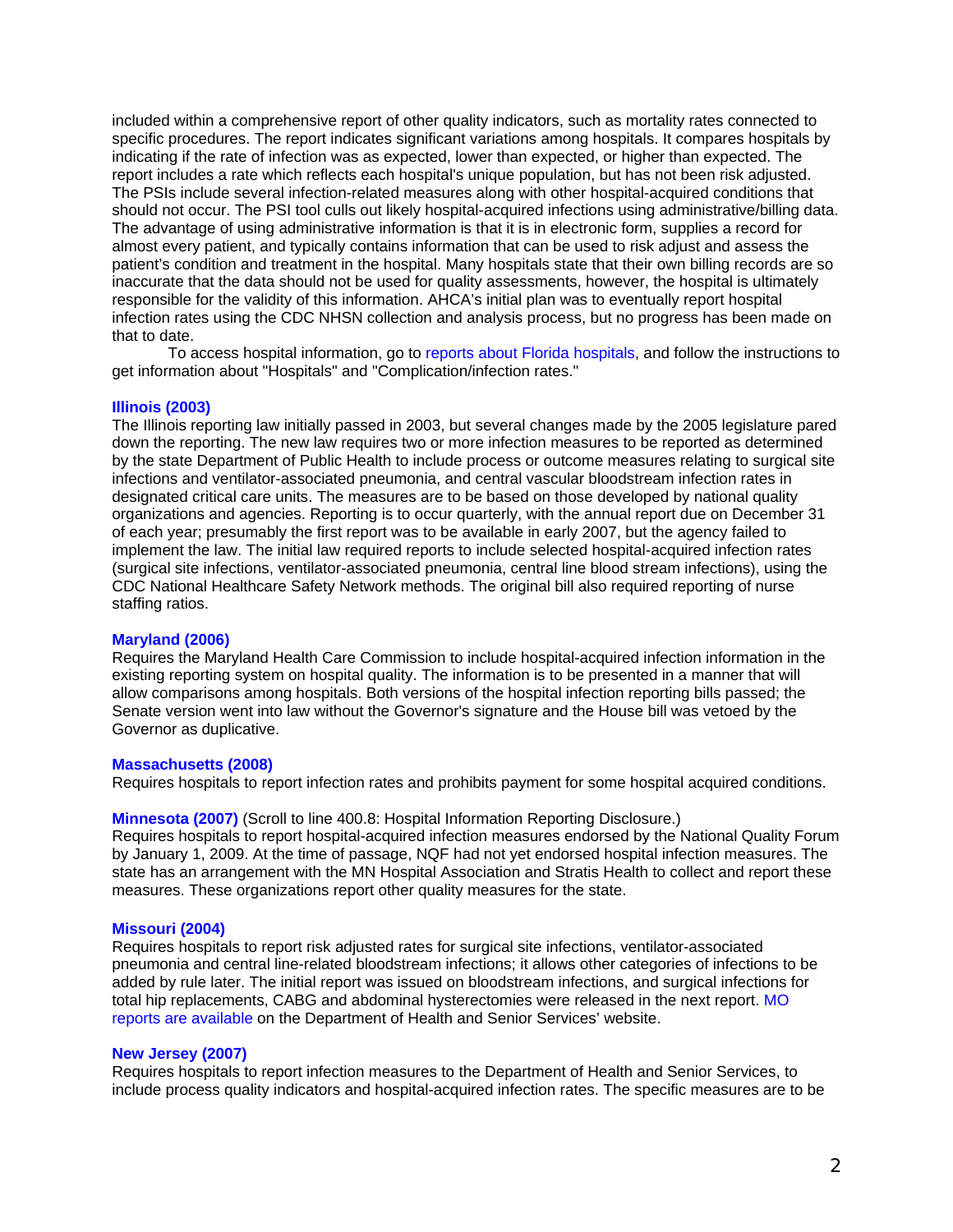included within a comprehensive report of other quality indicators, such as mortality rates connected to specific procedures. The report indicates significant variations among hospitals. It compares hospitals by indicating if the rate of infection was as expected, lower than expected, or higher than expected. The report includes a rate which reflects each hospital's unique population, but has not been risk adjusted. The PSIs include several infection-related measures along with other hospital-acquired conditions that should not occur. The PSI tool culls out likely hospital-acquired infections using administrative/billing data. The advantage of using administrative information is that it is in electronic form, supplies a record for almost every patient, and typically contains information that can be used to risk adjust and assess the patient's condition and treatment in the hospital. Many hospitals state that their own billing records are so inaccurate that the data should not be used for quality assessments, however, the hospital is ultimately responsible for the validity of this information. AHCA's initial plan was to eventually report hospital infection rates using the CDC NHSN collection and analysis process, but no progress has been made on that to date.

To access hospital information, go to reports about Florida hospitals, and follow the instructions to get information about "Hospitals" and "Complication/infection rates."

**Illinois (2003)**
The Illinois reporting law initially passed in 2003, but several changes made by the 2005 legislature pared down the reporting. The new law requires two or more infection measures to be reported as determined by the state Department of Public Health to include process or outcome measures relating to surgical site infections and ventilator-associated pneumonia, and central vascular bloodstream infection rates in designated critical care units. The measures are to be based on those developed by national quality organizations and agencies. Reporting is to occur quarterly, with the annual report due on December 31 of each year; presumably the first report was to be available in early 2007, but the agency failed to implement the law. The initial law required reports to include selected hospital-acquired infection rates (surgical site infections, ventilator-associated pneumonia, central line blood stream infections), using the CDC National Healthcare Safety Network methods. The original bill also required reporting of nurse staffing ratios.

**Maryland (2006)**
Requires the Maryland Health Care Commission to include hospital-acquired infection information in the existing reporting system on hospital quality. The information is to be presented in a manner that will allow comparisons among hospitals. Both versions of the hospital infection reporting bills passed; the Senate version went into law without the Governor's signature and the House bill was vetoed by the Governor as duplicative.

**Massachusetts (2008)**
Requires hospitals to report infection rates and prohibits payment for some hospital acquired conditions.

**Minnesota (2007)** (Scroll to line 400.8: Hospital Information Reporting Disclosure.)
Requires hospitals to report hospital-acquired infection measures endorsed by the National Quality Forum by January 1, 2009. At the time of passage, NQF had not yet endorsed hospital infection measures. The state has an arrangement with the MN Hospital Association and Stratis Health to collect and report these measures. These organizations report other quality measures for the state.

**Missouri (2004)**
Requires hospitals to report risk adjusted rates for surgical site infections, ventilator-associated pneumonia and central line-related bloodstream infections; it allows other categories of infections to be added by rule later. The initial report was issued on bloodstream infections, and surgical infections for total hip replacements, CABG and abdominal hysterectomies were released in the next report. MO reports are available on the Department of Health and Senior Services' website.

**New Jersey (2007)**
Requires hospitals to report infection measures to the Department of Health and Senior Services, to include process quality indicators and hospital-acquired infection rates. The specific measures are to be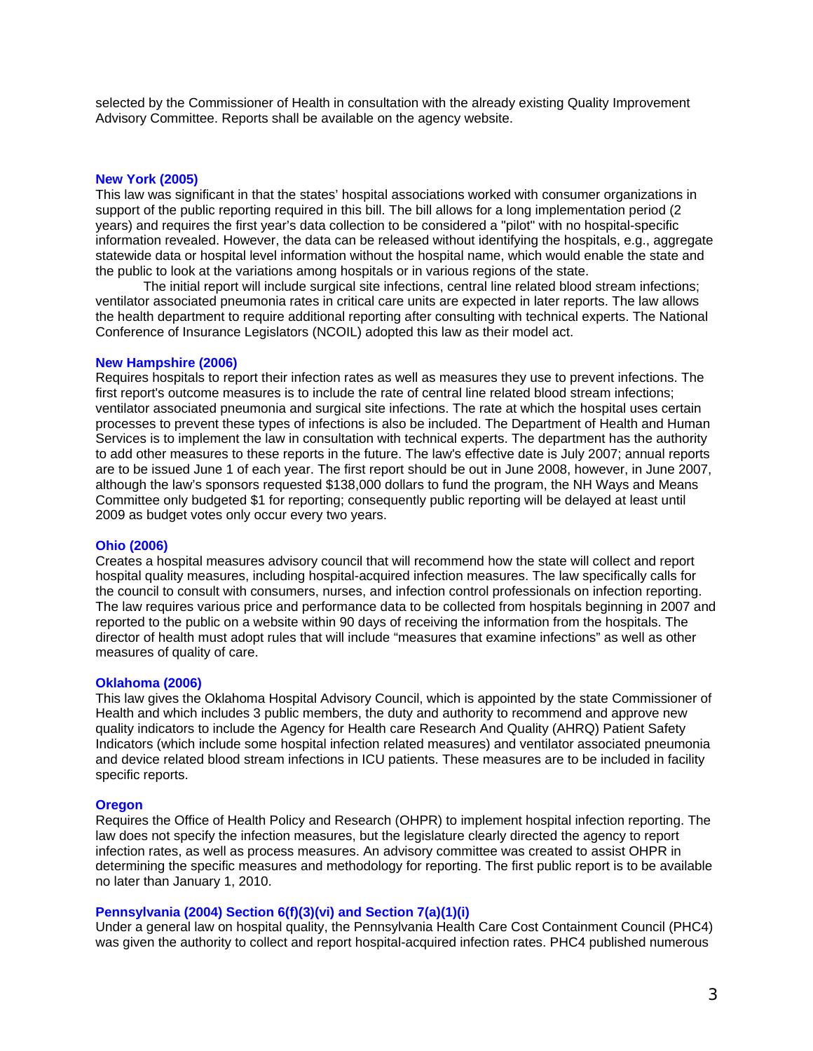selected by the Commissioner of Health in consultation with the already existing Quality Improvement Advisory Committee. Reports shall be available on the agency website.

### New York (2005)

This law was significant in that the states' hospital associations worked with consumer organizations in support of the public reporting required in this bill. The bill allows for a long implementation period (2 years) and requires the first year's data collection to be considered a "pilot" with no hospital-specific information revealed. However, the data can be released without identifying the hospitals, e.g., aggregate statewide data or hospital level information without the hospital name, which would enable the state and the public to look at the variations among hospitals or in various regions of the state.

The initial report will include surgical site infections, central line related blood stream infections; ventilator associated pneumonia rates in critical care units are expected in later reports. The law allows the health department to require additional reporting after consulting with technical experts. The National Conference of Insurance Legislators (NCOIL) adopted this law as their model act.

### New Hampshire (2006)

Requires hospitals to report their infection rates as well as measures they use to prevent infections. The first report's outcome measures is to include the rate of central line related blood stream infections; ventilator associated pneumonia and surgical site infections. The rate at which the hospital uses certain processes to prevent these types of infections is also be included. The Department of Health and Human Services is to implement the law in consultation with technical experts. The department has the authority to add other measures to these reports in the future. The law's effective date is July 2007; annual reports are to be issued June 1 of each year. The first report should be out in June 2008, however, in June 2007, although the law's sponsors requested $138,000 dollars to fund the program, the NH Ways and Means Committee only budgeted $1 for reporting; consequently public reporting will be delayed at least until 2009 as budget votes only occur every two years.

### Ohio (2006)

Creates a hospital measures advisory council that will recommend how the state will collect and report hospital quality measures, including hospital-acquired infection measures. The law specifically calls for the council to consult with consumers, nurses, and infection control professionals on infection reporting. The law requires various price and performance data to be collected from hospitals beginning in 2007 and reported to the public on a website within 90 days of receiving the information from the hospitals. The director of health must adopt rules that will include "measures that examine infections" as well as other measures of quality of care.

### Oklahoma (2006)

This law gives the Oklahoma Hospital Advisory Council, which is appointed by the state Commissioner of Health and which includes 3 public members, the duty and authority to recommend and approve new quality indicators to include the Agency for Health care Research And Quality (AHRQ) Patient Safety Indicators (which include some hospital infection related measures) and ventilator associated pneumonia and device related blood stream infections in ICU patients. These measures are to be included in facility specific reports.

### Oregon

Requires the Office of Health Policy and Research (OHPR) to implement hospital infection reporting. The law does not specify the infection measures, but the legislature clearly directed the agency to report infection rates, as well as process measures. An advisory committee was created to assist OHPR in determining the specific measures and methodology for reporting. The first public report is to be available no later than January 1, 2010.

### Pennsylvania (2004) Section 6(f)(3)(vi) and Section 7(a)(1)(i)

Under a general law on hospital quality, the Pennsylvania Health Care Cost Containment Council (PHC4) was given the authority to collect and report hospital-acquired infection rates. PHC4 published numerous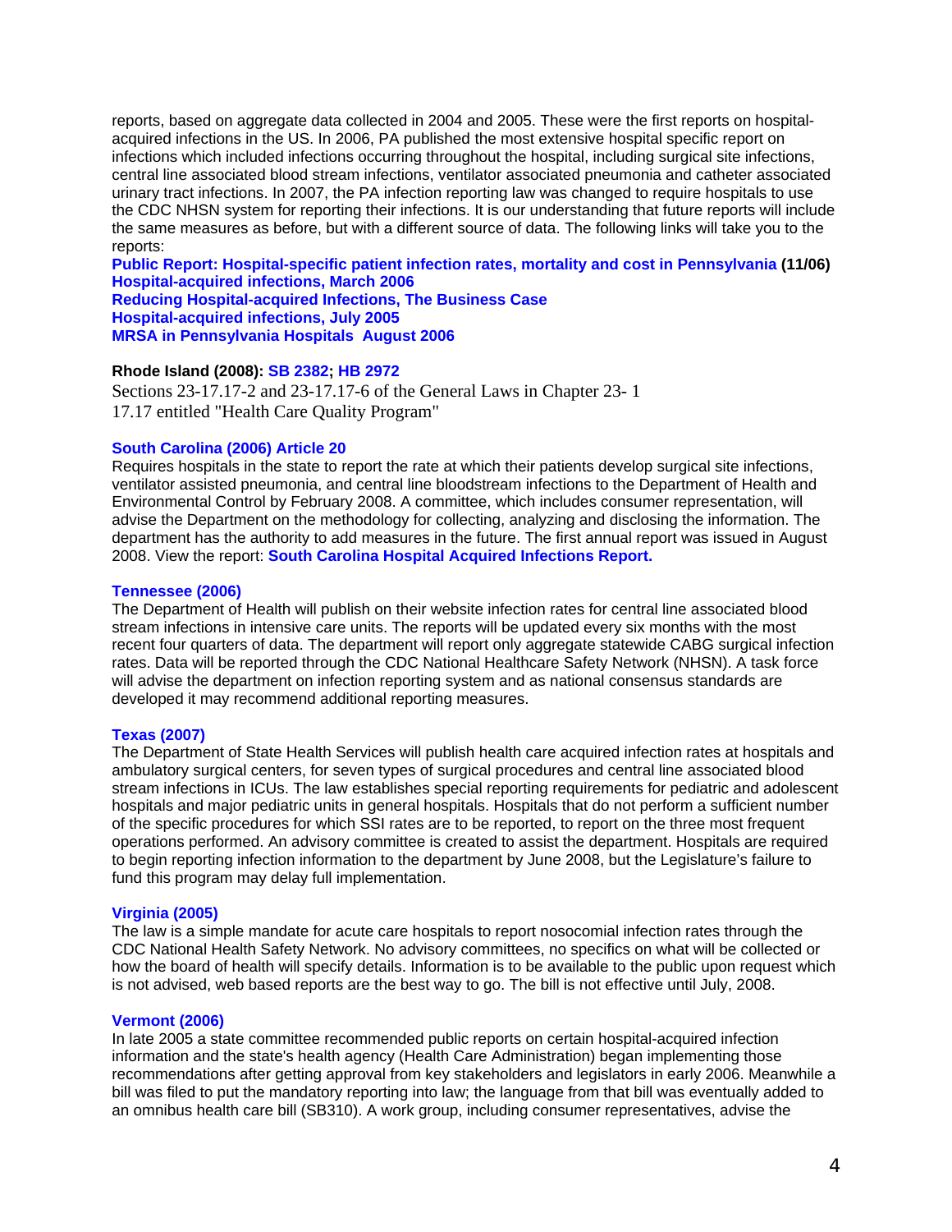reports, based on aggregate data collected in 2004 and 2005. These were the first reports on hospital-acquired infections in the US. In 2006, PA published the most extensive hospital specific report on infections which included infections occurring throughout the hospital, including surgical site infections, central line associated blood stream infections, ventilator associated pneumonia and catheter associated urinary tract infections. In 2007, the PA infection reporting law was changed to require hospitals to use the CDC NHSN system for reporting their infections. It is our understanding that future reports will include the same measures as before, but with a different source of data. The following links will take you to the reports:

**Public Report: Hospital-specific patient infection rates, mortality and cost in Pennsylvania (11/06)**
**Hospital-acquired infections, March 2006**
**Reducing Hospital-acquired Infections, The Business Case**
**Hospital-acquired infections, July 2005**
**MRSA in Pennsylvania Hospitals August 2006**

**Rhode Island (2008): SB 2382; HB 2972**

Sections 23-17.17-2 and 23-17.17-6 of the General Laws in Chapter 23- 1
17.17 entitled "Health Care Quality Program"

**South Carolina (2006) Article 20**

Requires hospitals in the state to report the rate at which their patients develop surgical site infections, ventilator assisted pneumonia, and central line bloodstream infections to the Department of Health and Environmental Control by February 2008. A committee, which includes consumer representation, will advise the Department on the methodology for collecting, analyzing and disclosing the information. The department has the authority to add measures in the future. The first annual report was issued in August 2008. View the report: **South Carolina Hospital Acquired Infections Report.**

**Tennessee (2006)**

The Department of Health will publish on their website infection rates for central line associated blood stream infections in intensive care units. The reports will be updated every six months with the most recent four quarters of data. The department will report only aggregate statewide CABG surgical infection rates. Data will be reported through the CDC National Healthcare Safety Network (NHSN). A task force will advise the department on infection reporting system and as national consensus standards are developed it may recommend additional reporting measures.

**Texas (2007)**

The Department of State Health Services will publish health care acquired infection rates at hospitals and ambulatory surgical centers, for seven types of surgical procedures and central line associated blood stream infections in ICUs. The law establishes special reporting requirements for pediatric and adolescent hospitals and major pediatric units in general hospitals. Hospitals that do not perform a sufficient number of the specific procedures for which SSI rates are to be reported, to report on the three most frequent operations performed. An advisory committee is created to assist the department. Hospitals are required to begin reporting infection information to the department by June 2008, but the Legislature's failure to fund this program may delay full implementation.

**Virginia (2005)**

The law is a simple mandate for acute care hospitals to report nosocomial infection rates through the CDC National Health Safety Network. No advisory committees, no specifics on what will be collected or how the board of health will specify details. Information is to be available to the public upon request which is not advised, web based reports are the best way to go. The bill is not effective until July, 2008.

**Vermont (2006)**

In late 2005 a state committee recommended public reports on certain hospital-acquired infection information and the state's health agency (Health Care Administration) began implementing those recommendations after getting approval from key stakeholders and legislators in early 2006. Meanwhile a bill was filed to put the mandatory reporting into law; the language from that bill was eventually added to an omnibus health care bill (SB310). A work group, including consumer representatives, advise the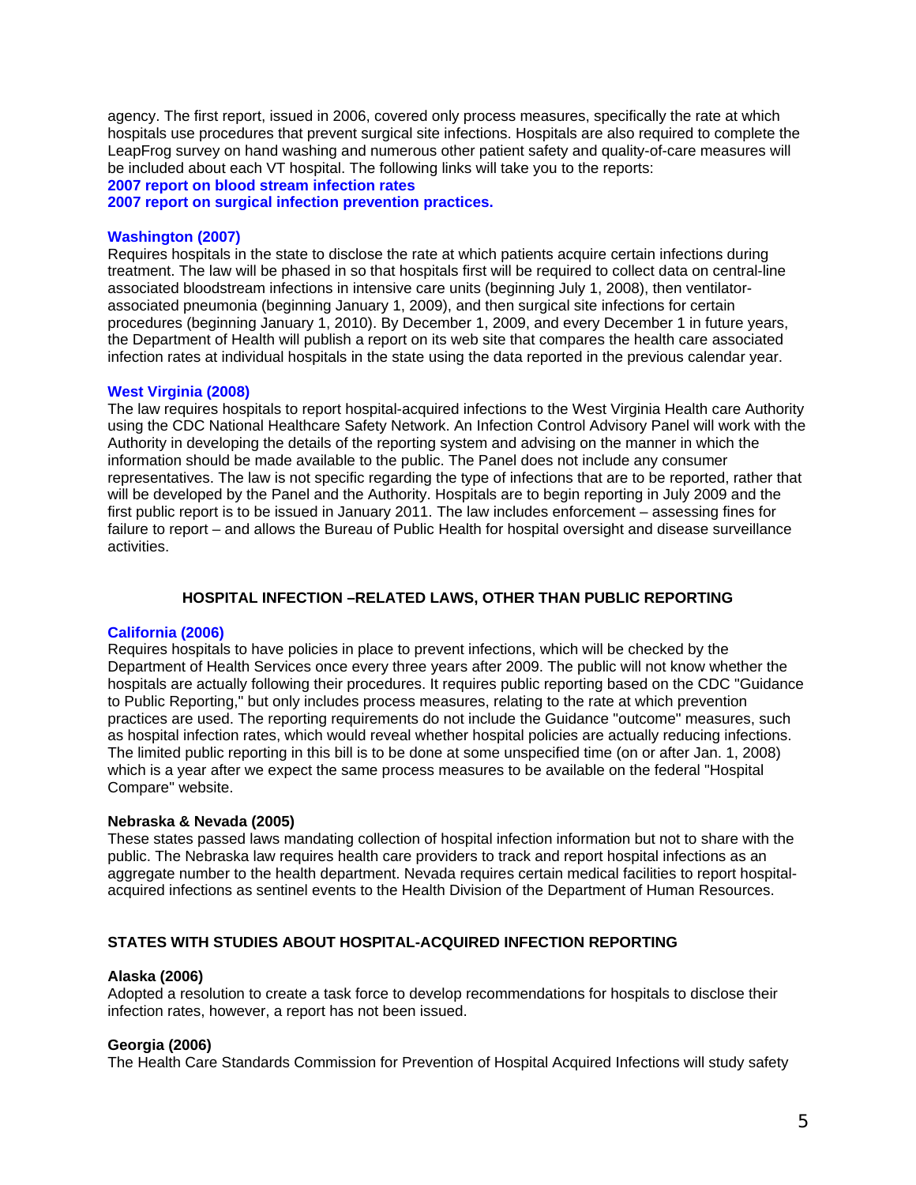agency. The first report, issued in 2006, covered only process measures, specifically the rate at which hospitals use procedures that prevent surgical site infections. Hospitals are also required to complete the LeapFrog survey on hand washing and numerous other patient safety and quality-of-care measures will be included about each VT hospital. The following links will take you to the reports:

**2007 report on blood stream infection rates**
**2007 report on surgical infection prevention practices.**

**Washington (2007)**
Requires hospitals in the state to disclose the rate at which patients acquire certain infections during treatment. The law will be phased in so that hospitals first will be required to collect data on central-line associated bloodstream infections in intensive care units (beginning July 1, 2008), then ventilator-associated pneumonia (beginning January 1, 2009), and then surgical site infections for certain procedures (beginning January 1, 2010). By December 1, 2009, and every December 1 in future years, the Department of Health will publish a report on its web site that compares the health care associated infection rates at individual hospitals in the state using the data reported in the previous calendar year.

**West Virginia (2008)**
The law requires hospitals to report hospital-acquired infections to the West Virginia Health care Authority using the CDC National Healthcare Safety Network. An Infection Control Advisory Panel will work with the Authority in developing the details of the reporting system and advising on the manner in which the information should be made available to the public. The Panel does not include any consumer representatives. The law is not specific regarding the type of infections that are to be reported, rather that will be developed by the Panel and the Authority. Hospitals are to begin reporting in July 2009 and the first public report is to be issued in January 2011. The law includes enforcement – assessing fines for failure to report – and allows the Bureau of Public Health for hospital oversight and disease surveillance activities.

## HOSPITAL INFECTION –RELATED LAWS, OTHER THAN PUBLIC REPORTING

**California (2006)**
Requires hospitals to have policies in place to prevent infections, which will be checked by the Department of Health Services once every three years after 2009. The public will not know whether the hospitals are actually following their procedures. It requires public reporting based on the CDC "Guidance to Public Reporting," but only includes process measures, relating to the rate at which prevention practices are used. The reporting requirements do not include the Guidance "outcome" measures, such as hospital infection rates, which would reveal whether hospital policies are actually reducing infections. The limited public reporting in this bill is to be done at some unspecified time (on or after Jan. 1, 2008) which is a year after we expect the same process measures to be available on the federal "Hospital Compare" website.

**Nebraska & Nevada (2005)**
These states passed laws mandating collection of hospital infection information but not to share with the public. The Nebraska law requires health care providers to track and report hospital infections as an aggregate number to the health department. Nevada requires certain medical facilities to report hospital-acquired infections as sentinel events to the Health Division of the Department of Human Resources.

## STATES WITH STUDIES ABOUT HOSPITAL-ACQUIRED INFECTION REPORTING

**Alaska (2006)**
Adopted a resolution to create a task force to develop recommendations for hospitals to disclose their infection rates, however, a report has not been issued.

**Georgia (2006)**
The Health Care Standards Commission for Prevention of Hospital Acquired Infections will study safety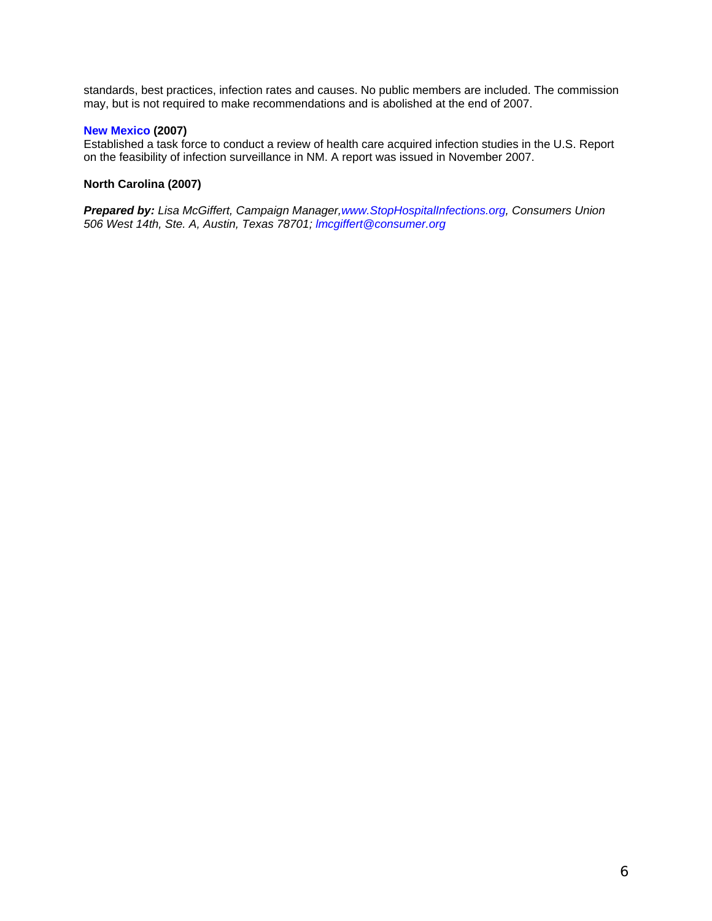standards, best practices, infection rates and causes. No public members are included. The commission may, but is not required to make recommendations and is abolished at the end of 2007.

**New Mexico (2007)**
Established a task force to conduct a review of health care acquired infection studies in the U.S. Report on the feasibility of infection surveillance in NM. A report was issued in November 2007.

**North Carolina (2007)**

***Prepared by:*** *Lisa McGiffert, Campaign Manager, www.StopHospitalInfections.org, Consumers Union 506 West 14th, Ste. A, Austin, Texas 78701; lmcgiffert@consumer.org*